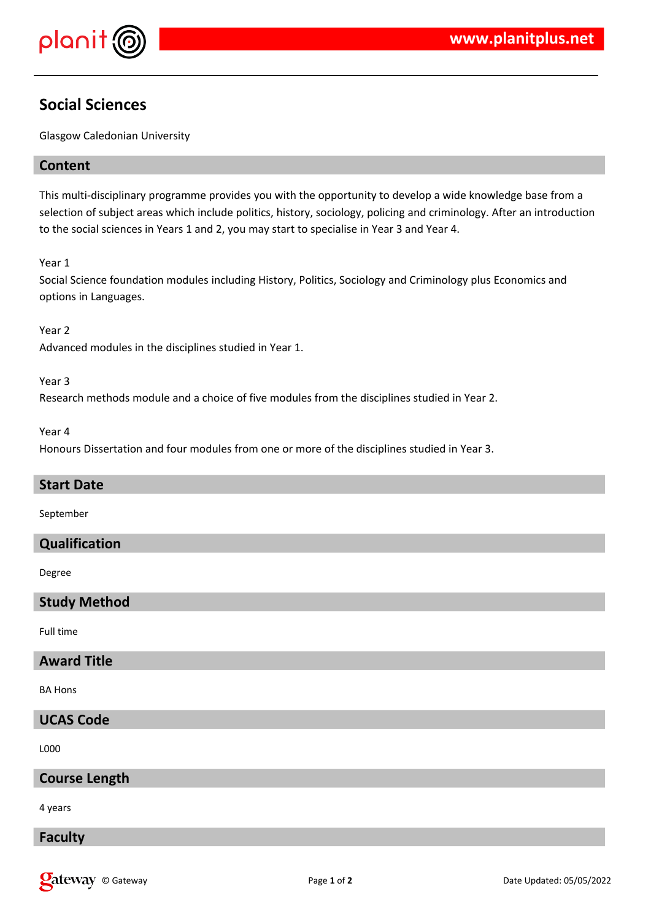# Social Sciences

Glasgow Caledonian University

## Content

This multi-disciplinary programme provides you with the opportunity to develop a wide knowledge base from a selection of subject areas which include politics, history, sociology, policing and criminology. After an introduction to the social sciences in Years 1 and 2, you may start to specialise in Year 3 and Year 4.

Year 1
Social Science foundation modules including History, Politics, Sociology and Criminology plus Economics and options in Languages.

Year 2
Advanced modules in the disciplines studied in Year 1.

Year 3
Research methods module and a choice of five modules from the disciplines studied in Year 2.

Year 4
Honours Dissertation and four modules from one or more of the disciplines studied in Year 3.

## Start Date

September

## Qualification

Degree

## Study Method

Full time

## Award Title

BA Hons

## UCAS Code

L000

## Course Length

4 years

## Faculty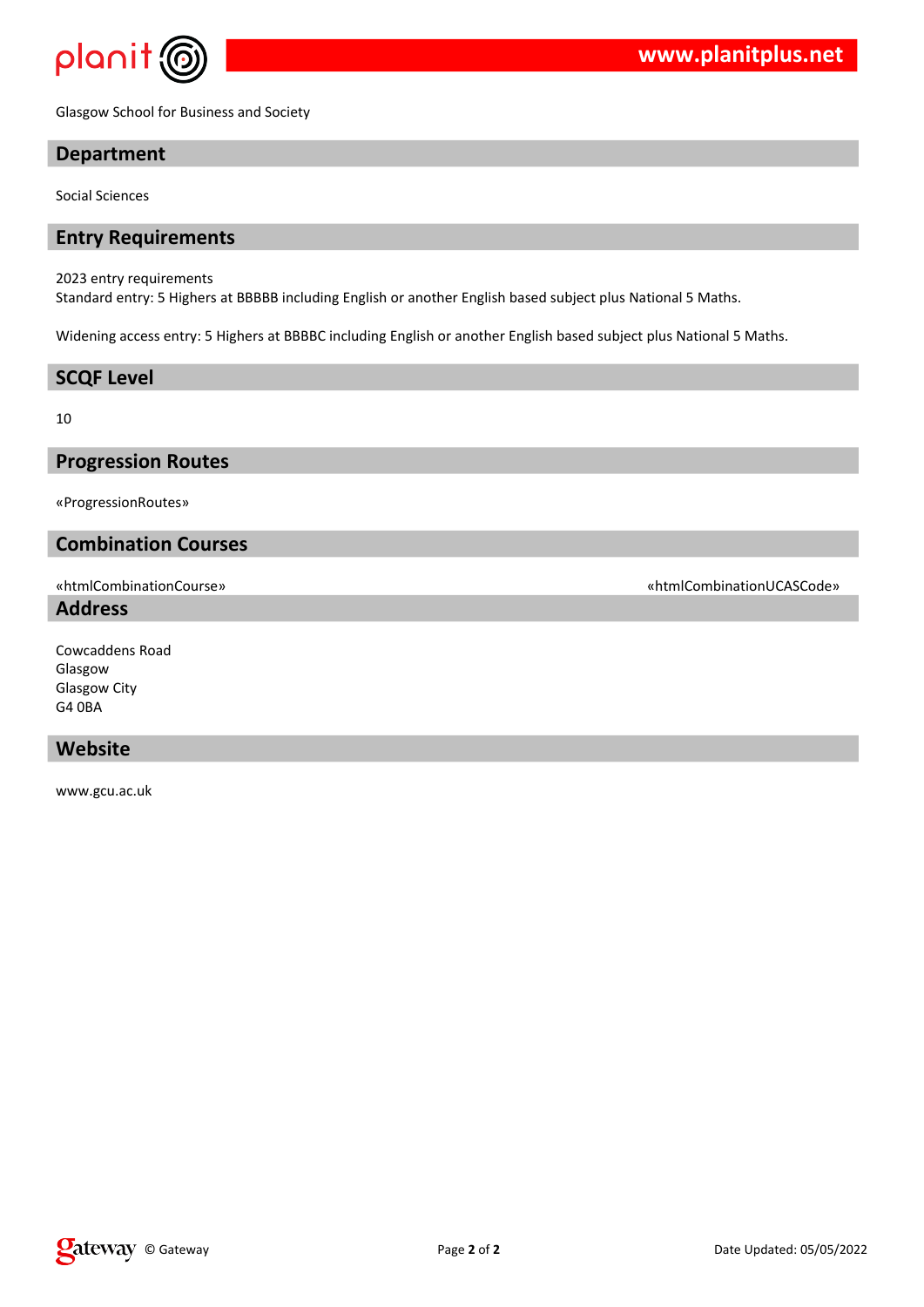Glasgow School for Business and Society

## Department

Social Sciences

## Entry Requirements

2023 entry requirements
Standard entry: 5 Highers at BBBBB including English or another English based subject plus National 5 Maths.

Widening access entry: 5 Highers at BBBBC including English or another English based subject plus National 5 Maths.

## SCQF Level

10

## Progression Routes

«ProgressionRoutes»

## Combination Courses

«htmlCombinationCourse» «htmlCombinationUCASCode»

## Address

Cowcaddens Road
Glasgow
Glasgow City
G4 0BA

## Website

www.gcu.ac.uk